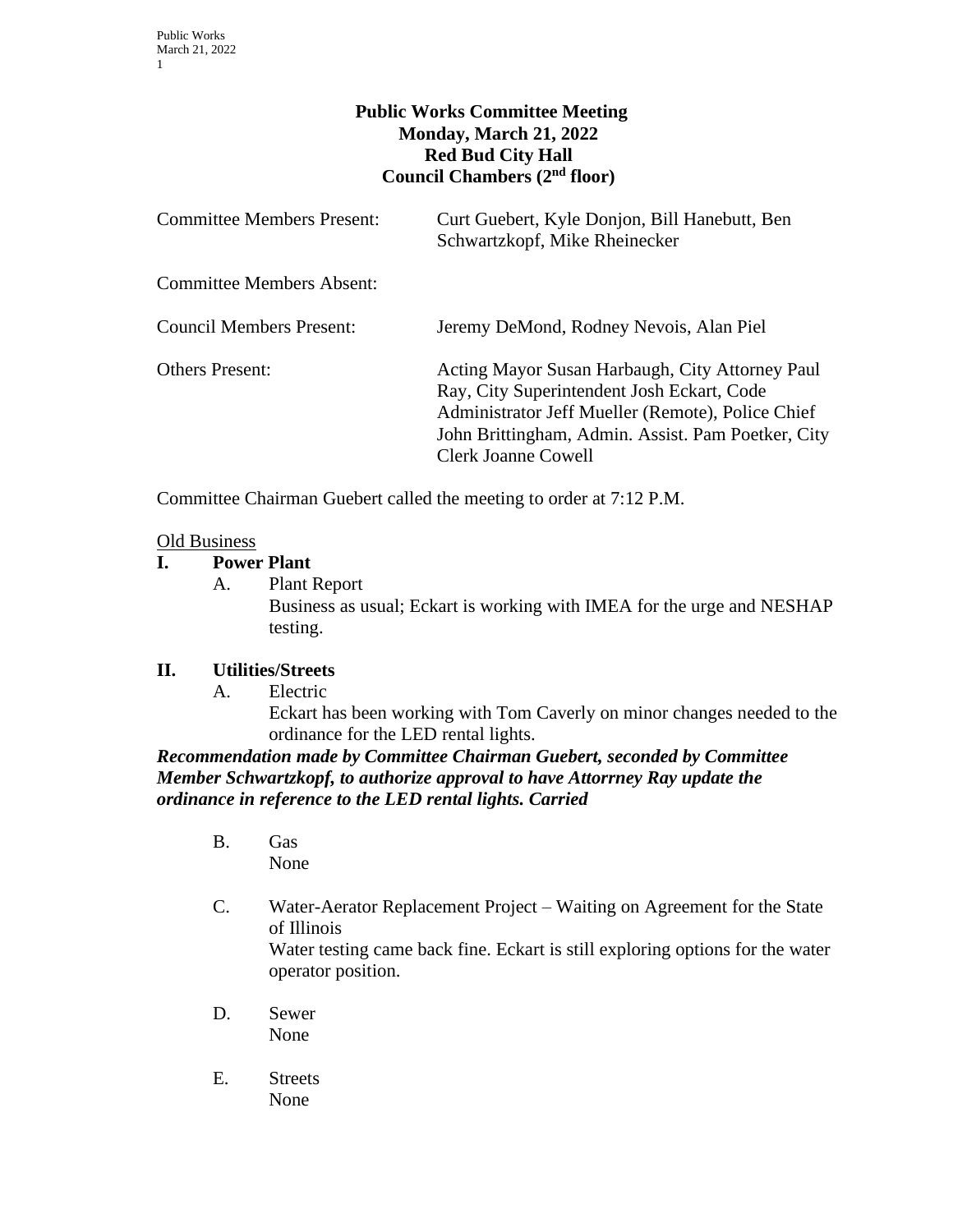# Public Works Committee Meeting
## Monday, March 21, 2022
## Red Bud City Hall
## Council Chambers (2nd floor)

| | |
|---|---|
| Committee Members Present: | Curt Guebert, Kyle Donjon, Bill Hanebutt, Ben Schwartzkopf, Mike Rheinecker |
| Committee Members Absent: | |
| Council Members Present: | Jeremy DeMond, Rodney Nevois, Alan Piel |
| Others Present: | Acting Mayor Susan Harbaugh, City Attorney Paul Ray, City Superintendent Josh Eckart, Code Administrator Jeff Mueller (Remote), Police Chief John Brittingham, Admin. Assist. Pam Poetker, City Clerk Joanne Cowell |

Committee Chairman Guebert called the meeting to order at 7:12 P.M.

Old Business

**I. Power Plant**

A. Plant Report

Business as usual; Eckart is working with IMEA for the urge and NESHAP testing.

**II. Utilities/Streets**

A. Electric

Eckart has been working with Tom Caverly on minor changes needed to the ordinance for the LED rental lights.

***Recommendation made by Committee Chairman Guebert, seconded by Committee Member Schwartzkopf, to authorize approval to have Attorrney Ray update the ordinance in reference to the LED rental lights. Carried***

B. Gas

None

C. Water-Aerator Replacement Project – Waiting on Agreement for the State of Illinois

Water testing came back fine. Eckart is still exploring options for the water operator position.

D. Sewer

None

E. Streets

None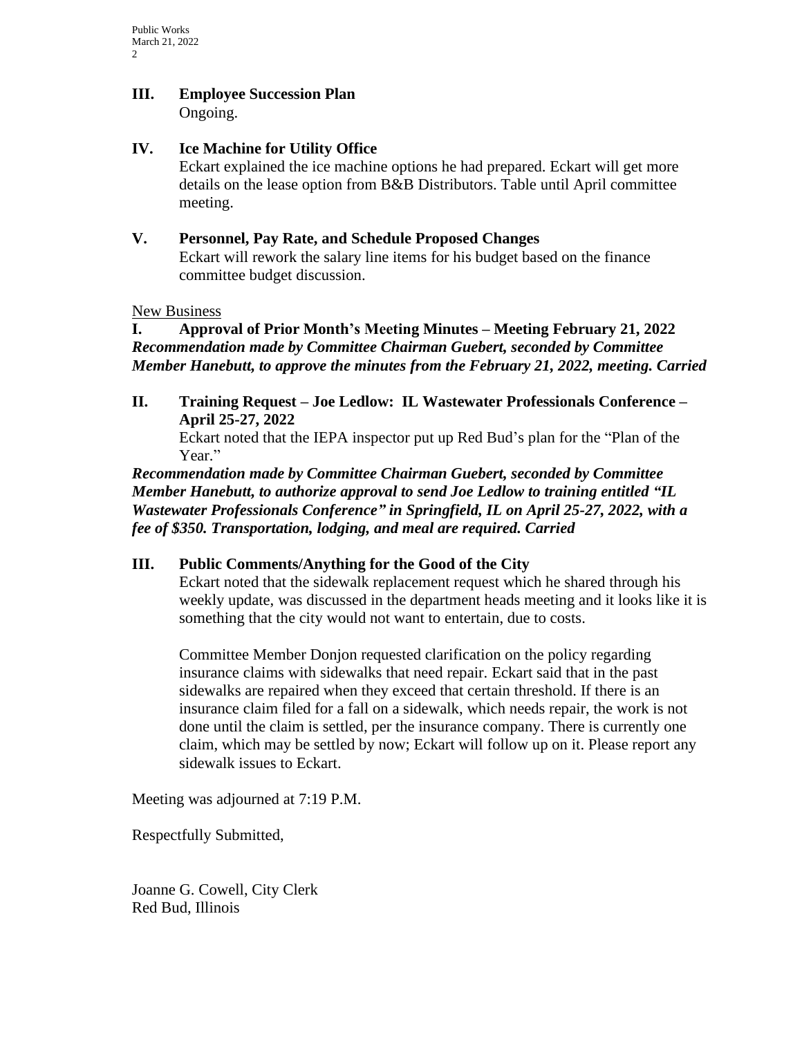**III. Employee Succession Plan**

Ongoing.

**IV. Ice Machine for Utility Office**

Eckart explained the ice machine options he had prepared. Eckart will get more details on the lease option from B&B Distributors. Table until April committee meeting.

**V. Personnel, Pay Rate, and Schedule Proposed Changes**

Eckart will rework the salary line items for his budget based on the finance committee budget discussion.

<u>New Business</u>

**I. Approval of Prior Month's Meeting Minutes – Meeting February 21, 2022**

***Recommendation made by Committee Chairman Guebert, seconded by Committee Member Hanebutt, to approve the minutes from the February 21, 2022, meeting. Carried***

**II. Training Request – Joe Ledlow: IL Wastewater Professionals Conference – April 25-27, 2022**

Eckart noted that the IEPA inspector put up Red Bud's plan for the "Plan of the Year."

***Recommendation made by Committee Chairman Guebert, seconded by Committee Member Hanebutt, to authorize approval to send Joe Ledlow to training entitled "IL Wastewater Professionals Conference" in Springfield, IL on April 25-27, 2022, with a fee of $350. Transportation, lodging, and meal are required. Carried***

**III. Public Comments/Anything for the Good of the City**

Eckart noted that the sidewalk replacement request which he shared through his weekly update, was discussed in the department heads meeting and it looks like it is something that the city would not want to entertain, due to costs.

Committee Member Donjon requested clarification on the policy regarding insurance claims with sidewalks that need repair. Eckart said that in the past sidewalks are repaired when they exceed that certain threshold. If there is an insurance claim filed for a fall on a sidewalk, which needs repair, the work is not done until the claim is settled, per the insurance company. There is currently one claim, which may be settled by now; Eckart will follow up on it. Please report any sidewalk issues to Eckart.

Meeting was adjourned at 7:19 P.M.

Respectfully Submitted,

Joanne G. Cowell, City Clerk
Red Bud, Illinois